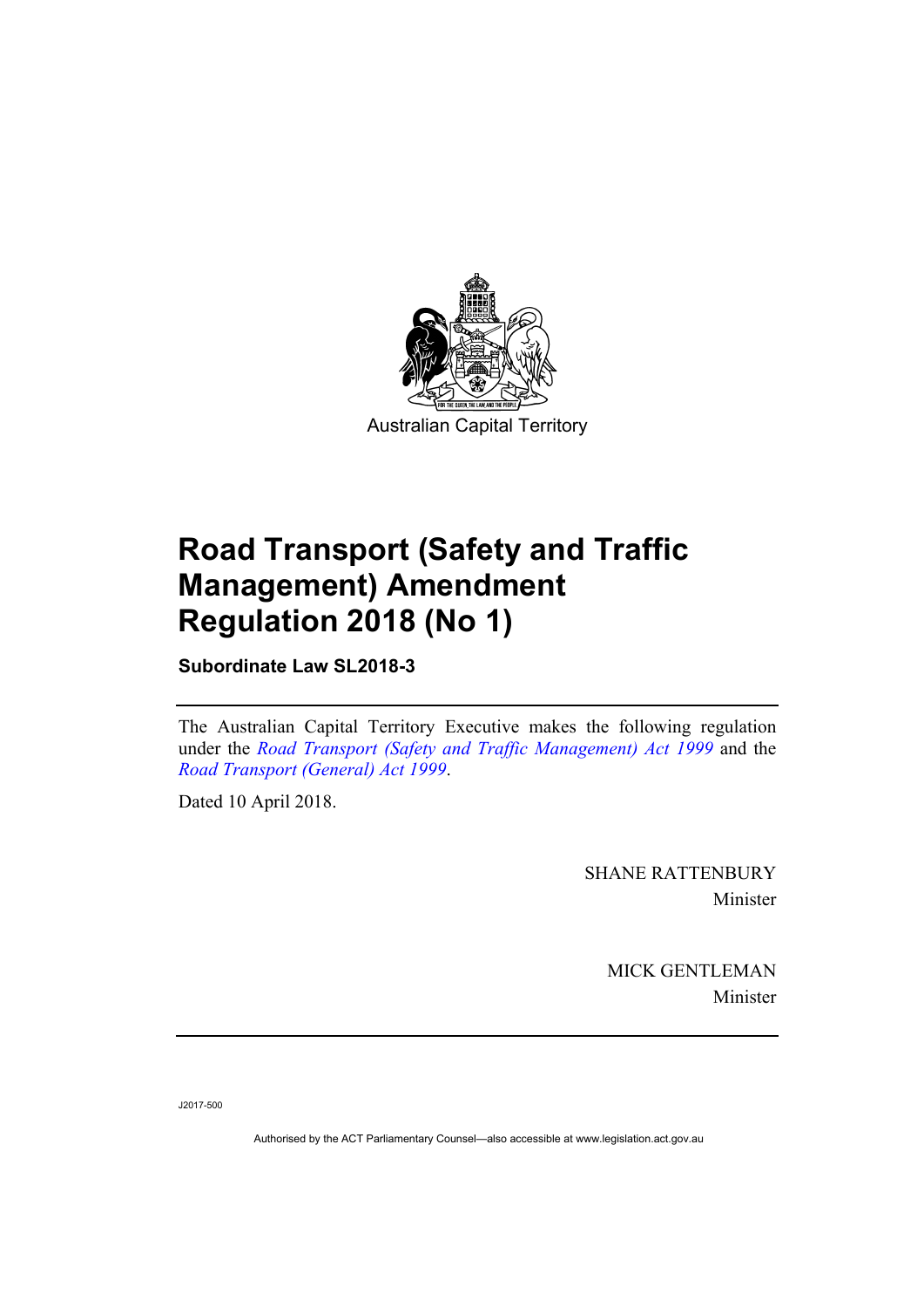Australian Capital Territory

# Road Transport (Safety and Traffic Management) Amendment Regulation 2018 (No 1)

**Subordinate Law SL2018-3**

---

The Australian Capital Territory Executive makes the following regulation under the *Road Transport (Safety and Traffic Management) Act 1999* and the *Road Transport (General) Act 1999*.

Dated 10 April 2018.

SHANE RATTENBURY
Minister

MICK GENTLEMAN
Minister

---

J2017-500

Authorised by the ACT Parliamentary Counsel—also accessible at www.legislation.act.gov.au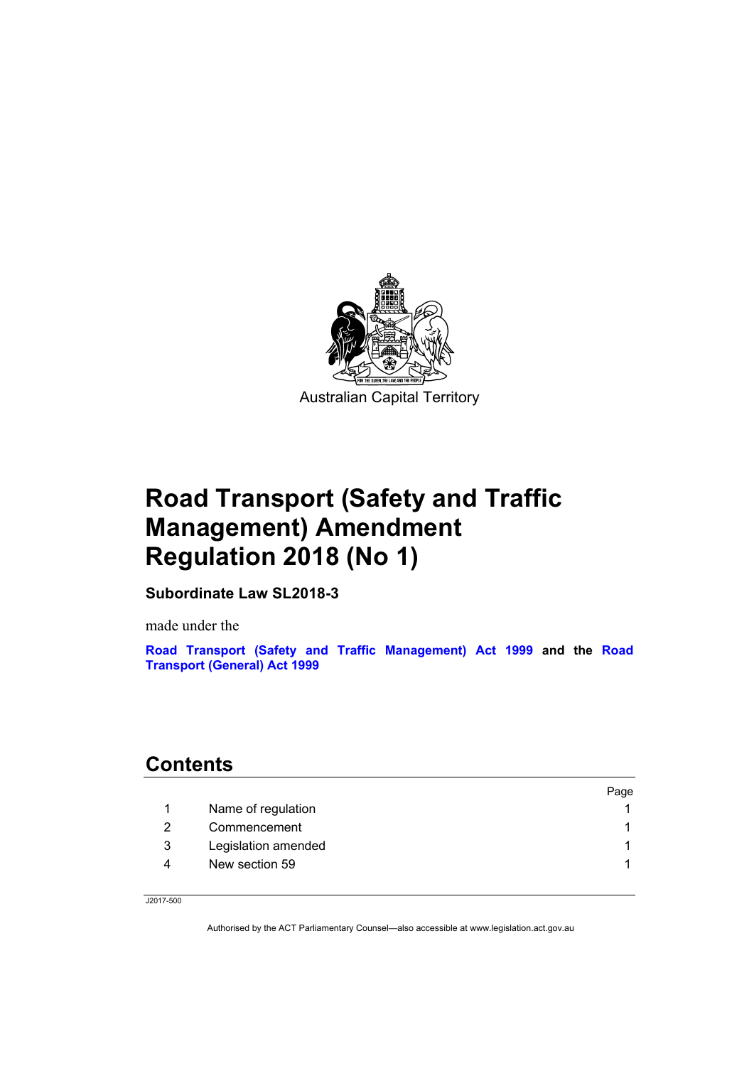Australian Capital Territory

# Road Transport (Safety and Traffic Management) Amendment Regulation 2018 (No 1)

**Subordinate Law SL2018-3**

made under the

**Road Transport (Safety and Traffic Management) Act 1999 and the Road Transport (General) Act 1999**

## Contents

| | | Page |
|---|---|---|
| 1 | Name of regulation | 1 |
| 2 | Commencement | 1 |
| 3 | Legislation amended | 1 |
| 4 | New section 59 | 1 |

J2017-500

Authorised by the ACT Parliamentary Counsel—also accessible at www.legislation.act.gov.au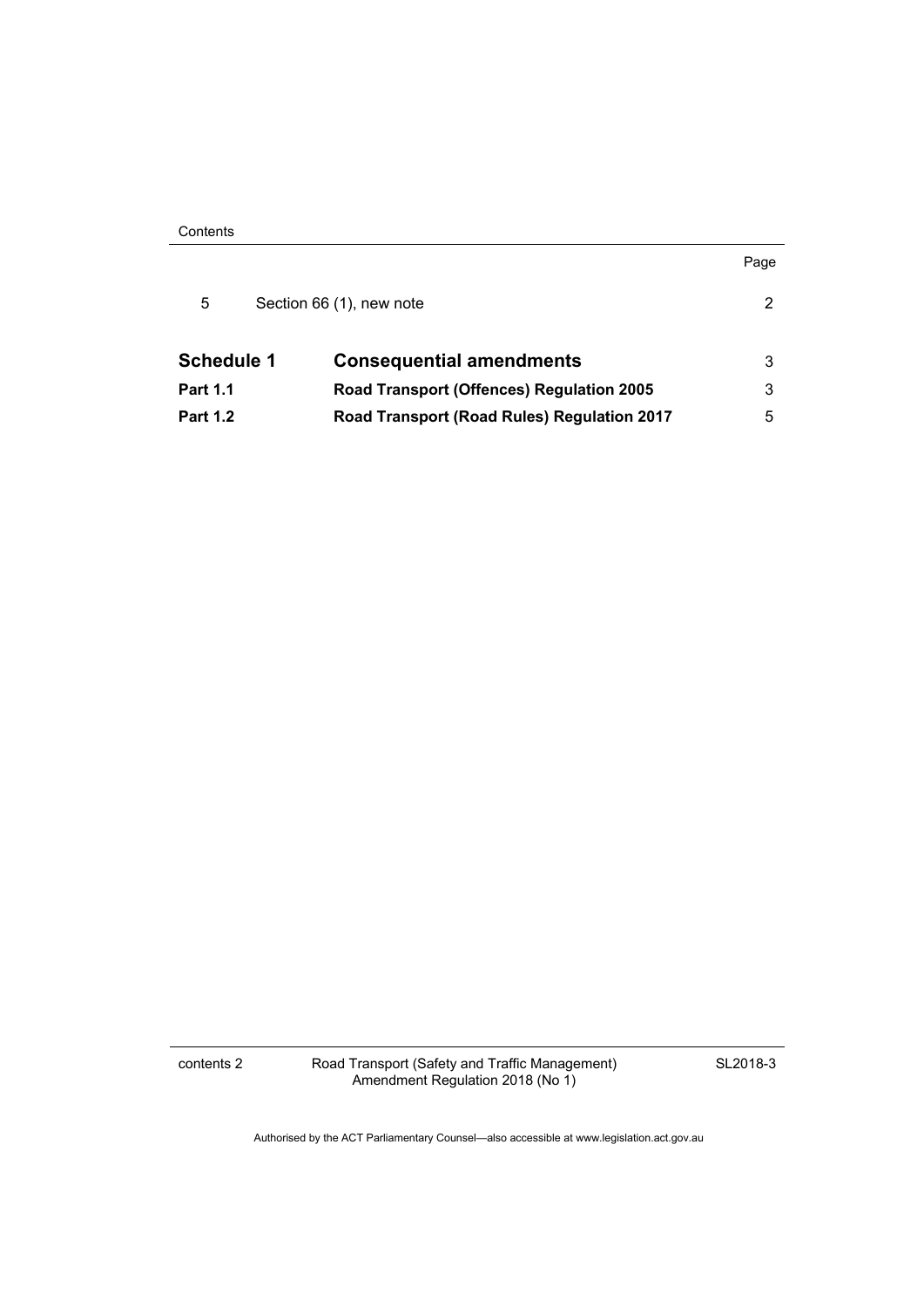| | | Page |
|---|---|---|
| 5 | Section 66 (1), new note | 2 |
| **Schedule 1** | **Consequential amendments** | 3 |
| **Part 1.1** | **Road Transport (Offences) Regulation 2005** | 3 |
| **Part 1.2** | **Road Transport (Road Rules) Regulation 2017** | 5 |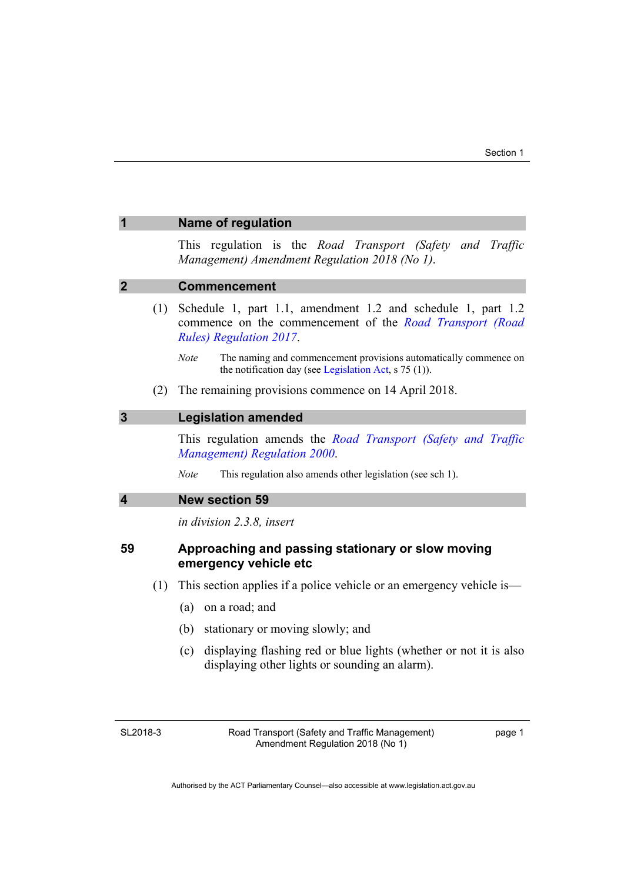## 1 Name of regulation

This regulation is the *Road Transport (Safety and Traffic Management) Amendment Regulation 2018 (No 1)*.

## 2 Commencement

(1) Schedule 1, part 1.1, amendment 1.2 and schedule 1, part 1.2 commence on the commencement of the *Road Transport (Road Rules) Regulation 2017*.

*Note* The naming and commencement provisions automatically commence on the notification day (see Legislation Act, s 75 (1)).

(2) The remaining provisions commence on 14 April 2018.

## 3 Legislation amended

This regulation amends the *Road Transport (Safety and Traffic Management) Regulation 2000*.

*Note* This regulation also amends other legislation (see sch 1).

## 4 New section 59

*in division 2.3.8, insert*

### 59 Approaching and passing stationary or slow moving emergency vehicle etc

(1) This section applies if a police vehicle or an emergency vehicle is—

(a) on a road; and

(b) stationary or moving slowly; and

(c) displaying flashing red or blue lights (whether or not it is also displaying other lights or sounding an alarm).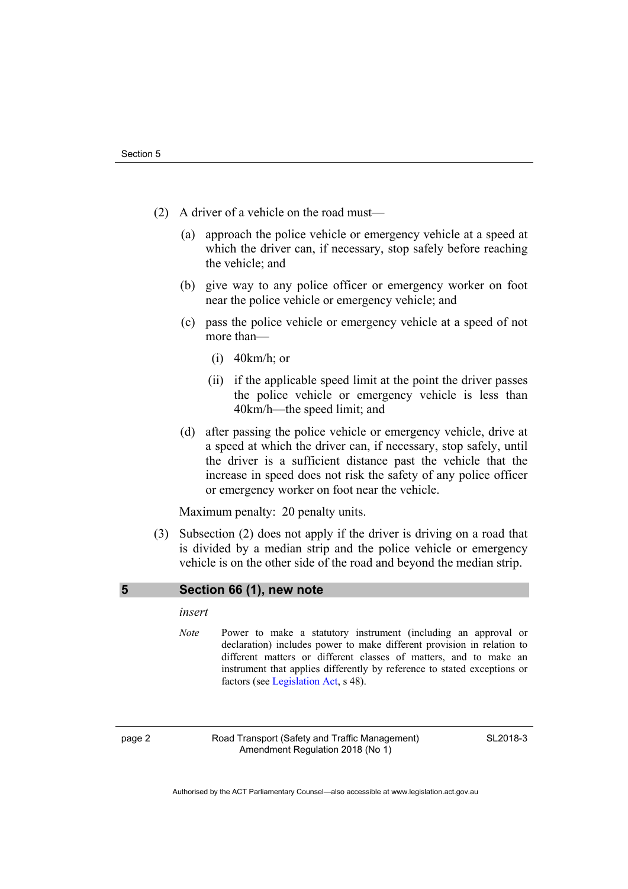(2) A driver of a vehicle on the road must—

(a) approach the police vehicle or emergency vehicle at a speed at which the driver can, if necessary, stop safely before reaching the vehicle; and

(b) give way to any police officer or emergency worker on foot near the police vehicle or emergency vehicle; and

(c) pass the police vehicle or emergency vehicle at a speed of not more than—

(i) 40km/h; or

(ii) if the applicable speed limit at the point the driver passes the police vehicle or emergency vehicle is less than 40km/h—the speed limit; and

(d) after passing the police vehicle or emergency vehicle, drive at a speed at which the driver can, if necessary, stop safely, until the driver is a sufficient distance past the vehicle that the increase in speed does not risk the safety of any police officer or emergency worker on foot near the vehicle.

Maximum penalty: 20 penalty units.

(3) Subsection (2) does not apply if the driver is driving on a road that is divided by a median strip and the police vehicle or emergency vehicle is on the other side of the road and beyond the median strip.

## 5 Section 66 (1), new note

*insert*

*Note* Power to make a statutory instrument (including an approval or declaration) includes power to make different provision in relation to different matters or different classes of matters, and to make an instrument that applies differently by reference to stated exceptions or factors (see Legislation Act, s 48).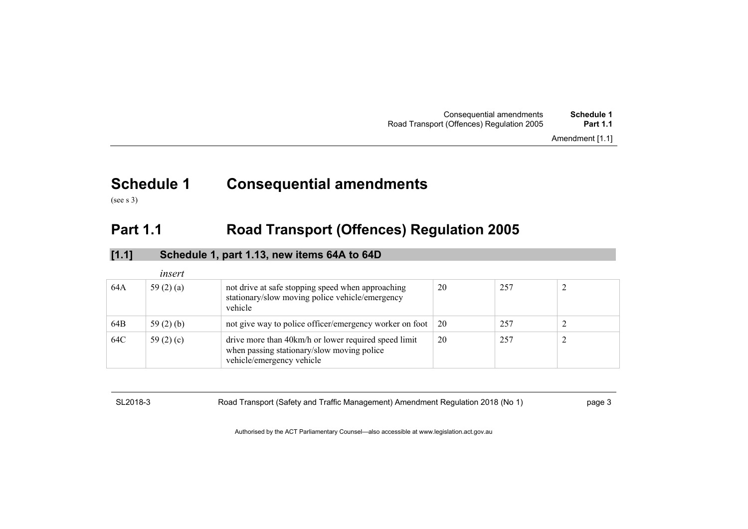# Schedule 1 Consequential amendments

(see s 3)

## Part 1.1 Road Transport (Offences) Regulation 2005

### [1.1] Schedule 1, part 1.13, new items 64A to 64D

*insert*

| | | | | | |
|---|---|---|---|---|---|
| 64A | 59 (2) (a) | not drive at safe stopping speed when approaching stationary/slow moving police vehicle/emergency vehicle | 20 | 257 | 2 |
| 64B | 59 (2) (b) | not give way to police officer/emergency worker on foot | 20 | 257 | 2 |
| 64C | 59 (2) (c) | drive more than 40km/h or lower required speed limit when passing stationary/slow moving police vehicle/emergency vehicle | 20 | 257 | 2 |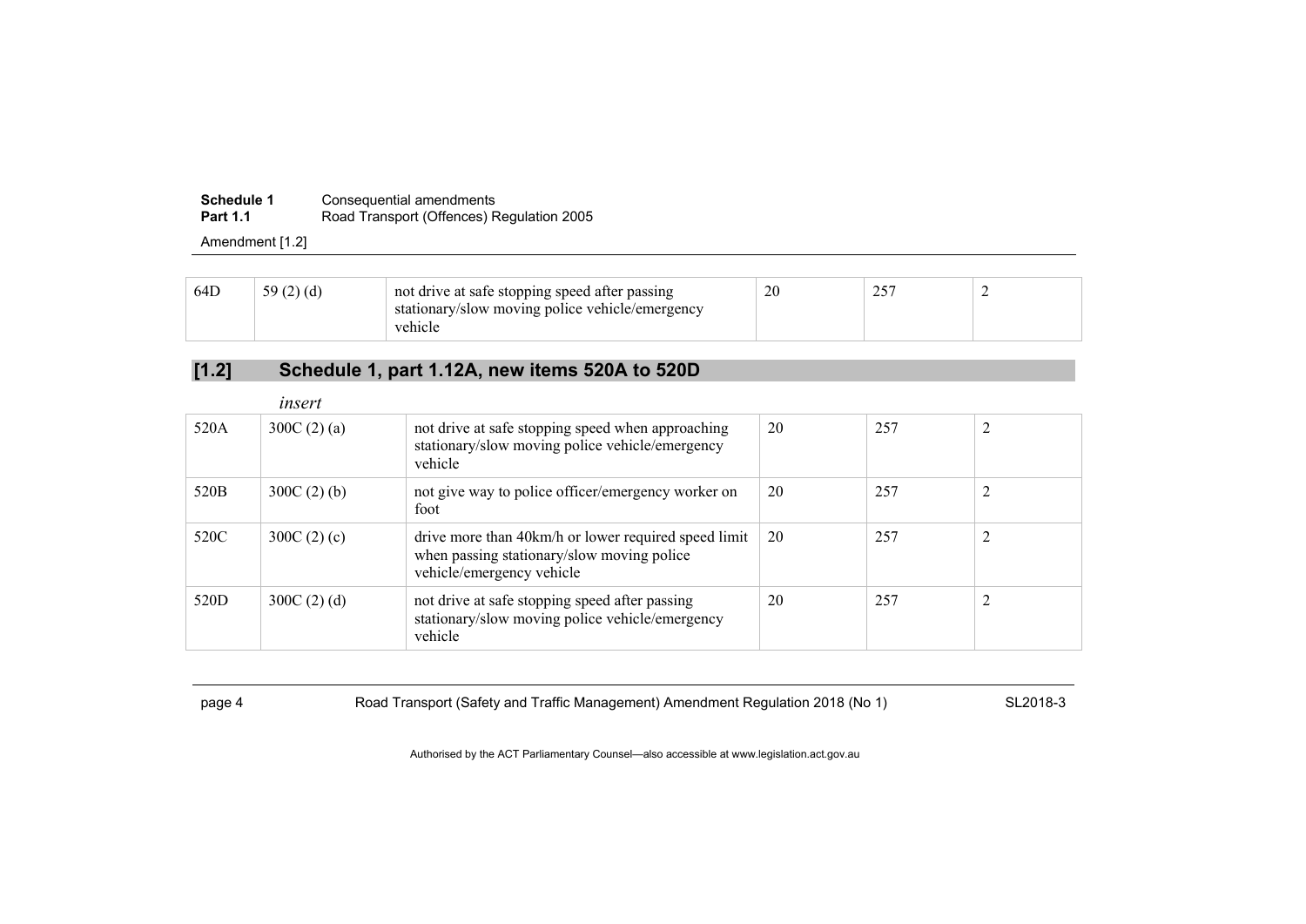| 64D | 59 (2) (d) | not drive at safe stopping speed after passing stationary/slow moving police vehicle/emergency vehicle | 20 | 257 | 2 |
|---|---|---|---|---|---|

## [1.2] Schedule 1, part 1.12A, new items 520A to 520D

*insert*

| 520A | 300C (2) (a) | not drive at safe stopping speed when approaching stationary/slow moving police vehicle/emergency vehicle | 20 | 257 | 2 |
|---|---|---|---|---|---|
| 520B | 300C (2) (b) | not give way to police officer/emergency worker on foot | 20 | 257 | 2 |
| 520C | 300C (2) (c) | drive more than 40km/h or lower required speed limit when passing stationary/slow moving police vehicle/emergency vehicle | 20 | 257 | 2 |
| 520D | 300C (2) (d) | not drive at safe stopping speed after passing stationary/slow moving police vehicle/emergency vehicle | 20 | 257 | 2 |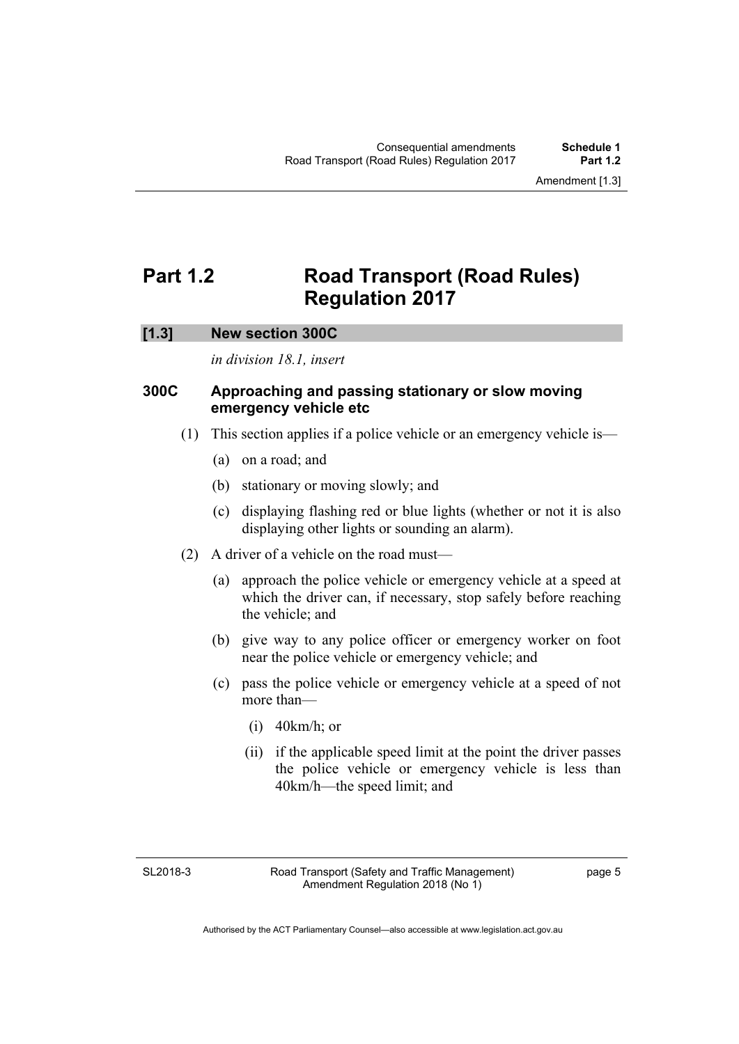# Part 1.2 Road Transport (Road Rules) Regulation 2017

## [1.3] New section 300C

*in division 18.1, insert*

### 300C Approaching and passing stationary or slow moving emergency vehicle etc

(1) This section applies if a police vehicle or an emergency vehicle is—

(a) on a road; and

(b) stationary or moving slowly; and

(c) displaying flashing red or blue lights (whether or not it is also displaying other lights or sounding an alarm).

(2) A driver of a vehicle on the road must—

(a) approach the police vehicle or emergency vehicle at a speed at which the driver can, if necessary, stop safely before reaching the vehicle; and

(b) give way to any police officer or emergency worker on foot near the police vehicle or emergency vehicle; and

(c) pass the police vehicle or emergency vehicle at a speed of not more than—

(i) 40km/h; or

(ii) if the applicable speed limit at the point the driver passes the police vehicle or emergency vehicle is less than 40km/h—the speed limit; and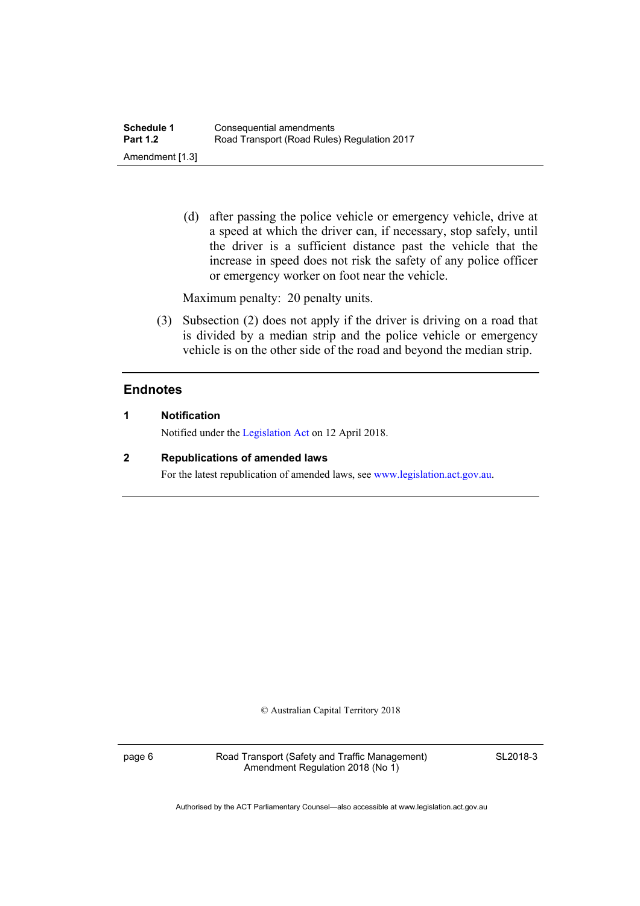(d) after passing the police vehicle or emergency vehicle, drive at a speed at which the driver can, if necessary, stop safely, until the driver is a sufficient distance past the vehicle that the increase in speed does not risk the safety of any police officer or emergency worker on foot near the vehicle.

Maximum penalty: 20 penalty units.

(3) Subsection (2) does not apply if the driver is driving on a road that is divided by a median strip and the police vehicle or emergency vehicle is on the other side of the road and beyond the median strip.

## Endnotes

### 1 Notification

Notified under the Legislation Act on 12 April 2018.

### 2 Republications of amended laws

For the latest republication of amended laws, see www.legislation.act.gov.au.

© Australian Capital Territory 2018